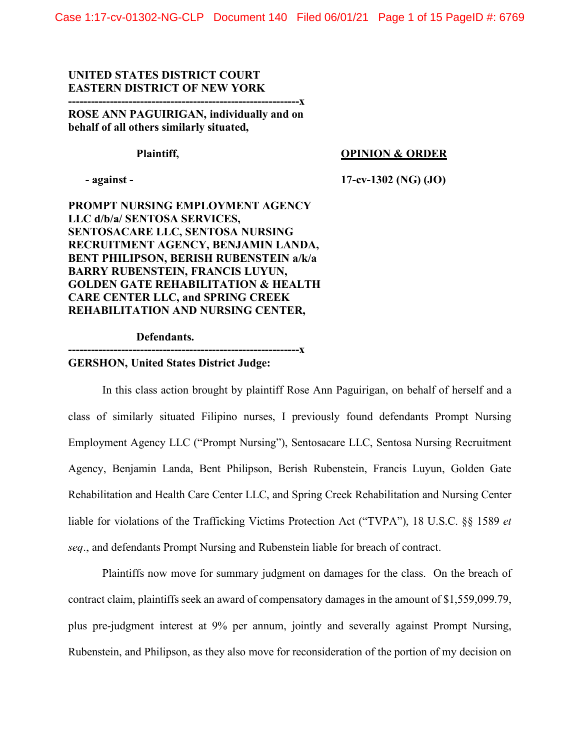UNITED STATES DISTRICT COURT
EASTERN DISTRICT OF NEW YORK

---

**ROSE ANN PAGUIRIGAN, individually and on behalf of all others similarly situated,**

**Plaintiff,**

**- against -**

**PROMPT NURSING EMPLOYMENT AGENCY LLC d/b/a/ SENTOSA SERVICES, SENTOSACARE LLC, SENTOSA NURSING RECRUITMENT AGENCY, BENJAMIN LANDA, BENT PHILIPSON, BERISH RUBENSTEIN a/k/a BARRY RUBENSTEIN, FRANCIS LUYUN, GOLDEN GATE REHABILITATION & HEALTH CARE CENTER LLC, and SPRING CREEK REHABILITATION AND NURSING CENTER,**

**Defendants.**

---

**OPINION & ORDER**

**17-cv-1302 (NG) (JO)**

**GERSHON, United States District Judge:**

In this class action brought by plaintiff Rose Ann Paguirigan, on behalf of herself and a class of similarly situated Filipino nurses, I previously found defendants Prompt Nursing Employment Agency LLC ("Prompt Nursing"), Sentosacare LLC, Sentosa Nursing Recruitment Agency, Benjamin Landa, Bent Philipson, Berish Rubenstein, Francis Luyun, Golden Gate Rehabilitation and Health Care Center LLC, and Spring Creek Rehabilitation and Nursing Center liable for violations of the Trafficking Victims Protection Act ("TVPA"), 18 U.S.C. §§ 1589 *et seq*., and defendants Prompt Nursing and Rubenstein liable for breach of contract.

Plaintiffs now move for summary judgment on damages for the class. On the breach of contract claim, plaintiffs seek an award of compensatory damages in the amount of $1,559,099.79, plus pre-judgment interest at 9% per annum, jointly and severally against Prompt Nursing, Rubenstein, and Philipson, as they also move for reconsideration of the portion of my decision on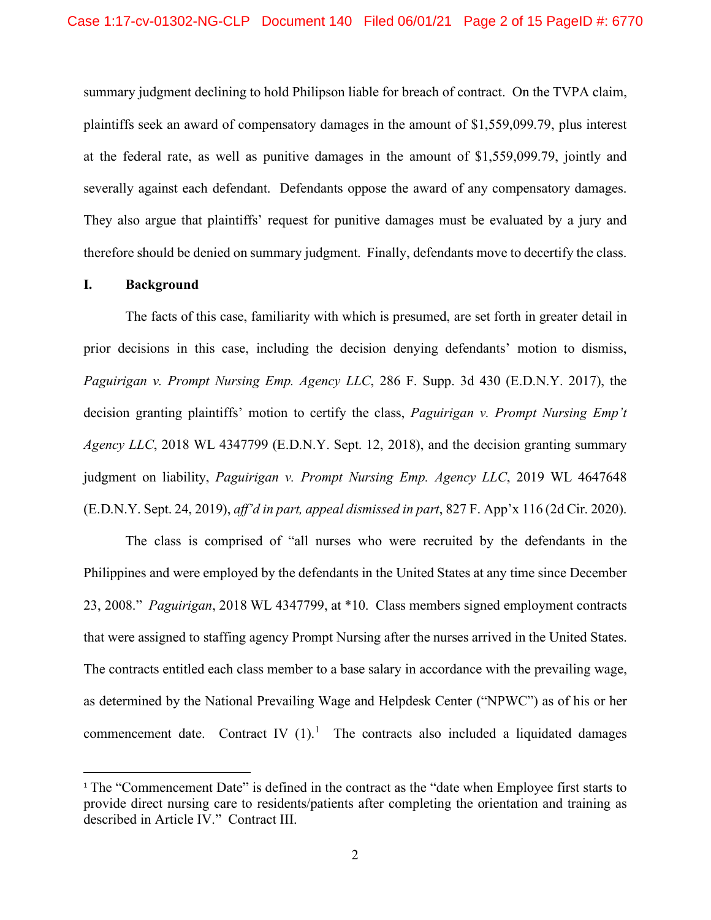summary judgment declining to hold Philipson liable for breach of contract. On the TVPA claim, plaintiffs seek an award of compensatory damages in the amount of $1,559,099.79, plus interest at the federal rate, as well as punitive damages in the amount of $1,559,099.79, jointly and severally against each defendant. Defendants oppose the award of any compensatory damages. They also argue that plaintiffs' request for punitive damages must be evaluated by a jury and therefore should be denied on summary judgment. Finally, defendants move to decertify the class.

## I. Background

The facts of this case, familiarity with which is presumed, are set forth in greater detail in prior decisions in this case, including the decision denying defendants' motion to dismiss, *Paguirigan v. Prompt Nursing Emp. Agency LLC*, 286 F. Supp. 3d 430 (E.D.N.Y. 2017), the decision granting plaintiffs' motion to certify the class, *Paguirigan v. Prompt Nursing Emp't Agency LLC*, 2018 WL 4347799 (E.D.N.Y. Sept. 12, 2018), and the decision granting summary judgment on liability, *Paguirigan v. Prompt Nursing Emp. Agency LLC*, 2019 WL 4647648 (E.D.N.Y. Sept. 24, 2019), *aff'd in part, appeal dismissed in part*, 827 F. App'x 116 (2d Cir. 2020).

The class is comprised of "all nurses who were recruited by the defendants in the Philippines and were employed by the defendants in the United States at any time since December 23, 2008." *Paguirigan*, 2018 WL 4347799, at *10. Class members signed employment contracts that were assigned to staffing agency Prompt Nursing after the nurses arrived in the United States. The contracts entitled each class member to a base salary in accordance with the prevailing wage, as determined by the National Prevailing Wage and Helpdesk Center ("NPWC") as of his or her commencement date. Contract IV (1).[1] The contracts also included a liquidated damages

[1] The "Commencement Date" is defined in the contract as the "date when Employee first starts to provide direct nursing care to residents/patients after completing the orientation and training as described in Article IV." Contract III.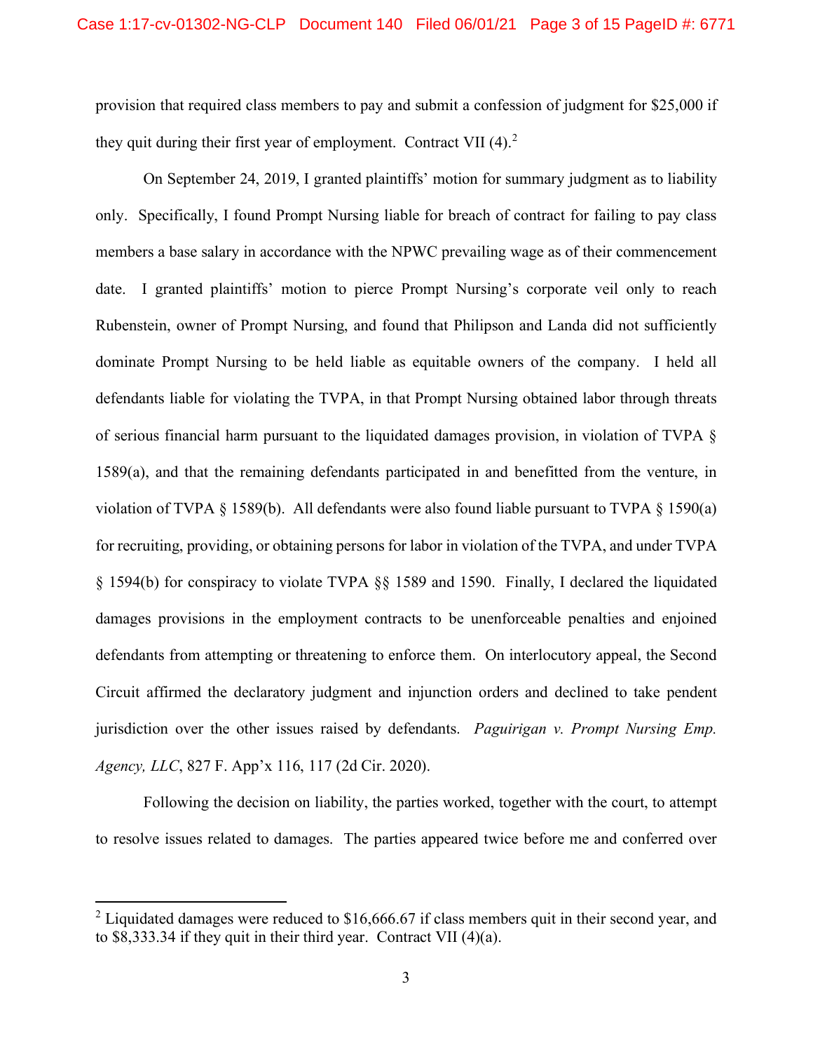provision that required class members to pay and submit a confession of judgment for $25,000 if they quit during their first year of employment. Contract VII (4).[2]

On September 24, 2019, I granted plaintiffs' motion for summary judgment as to liability only. Specifically, I found Prompt Nursing liable for breach of contract for failing to pay class members a base salary in accordance with the NPWC prevailing wage as of their commencement date. I granted plaintiffs' motion to pierce Prompt Nursing's corporate veil only to reach Rubenstein, owner of Prompt Nursing, and found that Philipson and Landa did not sufficiently dominate Prompt Nursing to be held liable as equitable owners of the company. I held all defendants liable for violating the TVPA, in that Prompt Nursing obtained labor through threats of serious financial harm pursuant to the liquidated damages provision, in violation of TVPA § 1589(a), and that the remaining defendants participated in and benefitted from the venture, in violation of TVPA § 1589(b). All defendants were also found liable pursuant to TVPA § 1590(a) for recruiting, providing, or obtaining persons for labor in violation of the TVPA, and under TVPA § 1594(b) for conspiracy to violate TVPA §§ 1589 and 1590. Finally, I declared the liquidated damages provisions in the employment contracts to be unenforceable penalties and enjoined defendants from attempting or threatening to enforce them. On interlocutory appeal, the Second Circuit affirmed the declaratory judgment and injunction orders and declined to take pendent jurisdiction over the other issues raised by defendants. *Paguirigan v. Prompt Nursing Emp. Agency, LLC*, 827 F. App'x 116, 117 (2d Cir. 2020).

Following the decision on liability, the parties worked, together with the court, to attempt to resolve issues related to damages. The parties appeared twice before me and conferred over

[2] Liquidated damages were reduced to $16,666.67 if class members quit in their second year, and to $8,333.34 if they quit in their third year. Contract VII (4)(a).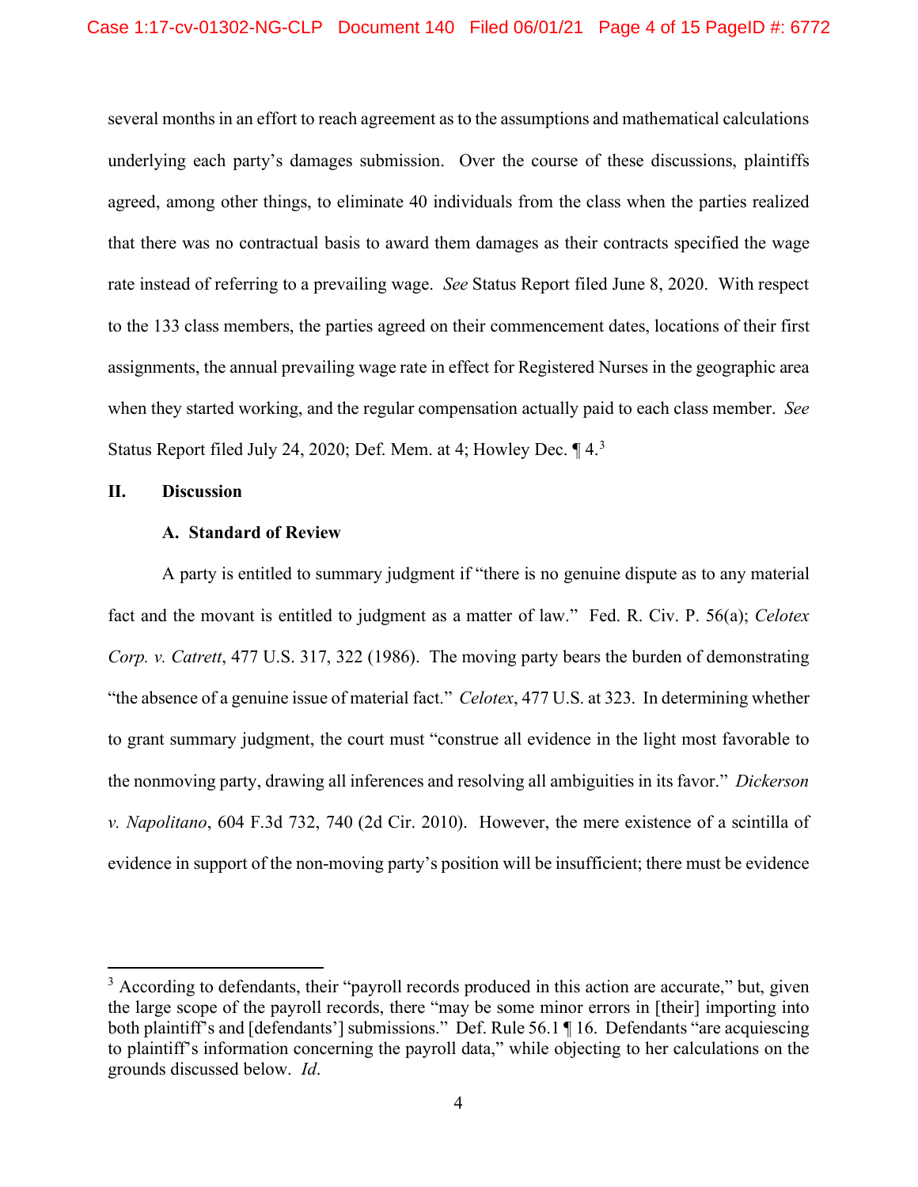several months in an effort to reach agreement as to the assumptions and mathematical calculations underlying each party's damages submission. Over the course of these discussions, plaintiffs agreed, among other things, to eliminate 40 individuals from the class when the parties realized that there was no contractual basis to award them damages as their contracts specified the wage rate instead of referring to a prevailing wage. *See* Status Report filed June 8, 2020. With respect to the 133 class members, the parties agreed on their commencement dates, locations of their first assignments, the annual prevailing wage rate in effect for Registered Nurses in the geographic area when they started working, and the regular compensation actually paid to each class member. *See* Status Report filed July 24, 2020; Def. Mem. at 4; Howley Dec. ¶ 4.[3]

## II. Discussion

### A. Standard of Review

A party is entitled to summary judgment if "there is no genuine dispute as to any material fact and the movant is entitled to judgment as a matter of law." Fed. R. Civ. P. 56(a); *Celotex Corp. v. Catrett*, 477 U.S. 317, 322 (1986). The moving party bears the burden of demonstrating "the absence of a genuine issue of material fact." *Celotex*, 477 U.S. at 323. In determining whether to grant summary judgment, the court must "construe all evidence in the light most favorable to the nonmoving party, drawing all inferences and resolving all ambiguities in its favor." *Dickerson v. Napolitano*, 604 F.3d 732, 740 (2d Cir. 2010). However, the mere existence of a scintilla of evidence in support of the non-moving party's position will be insufficient; there must be evidence

---

[3] According to defendants, their "payroll records produced in this action are accurate," but, given the large scope of the payroll records, there "may be some minor errors in [their] importing into both plaintiff's and [defendants'] submissions." Def. Rule 56.1 ¶ 16. Defendants "are acquiescing to plaintiff's information concerning the payroll data," while objecting to her calculations on the grounds discussed below. *Id*.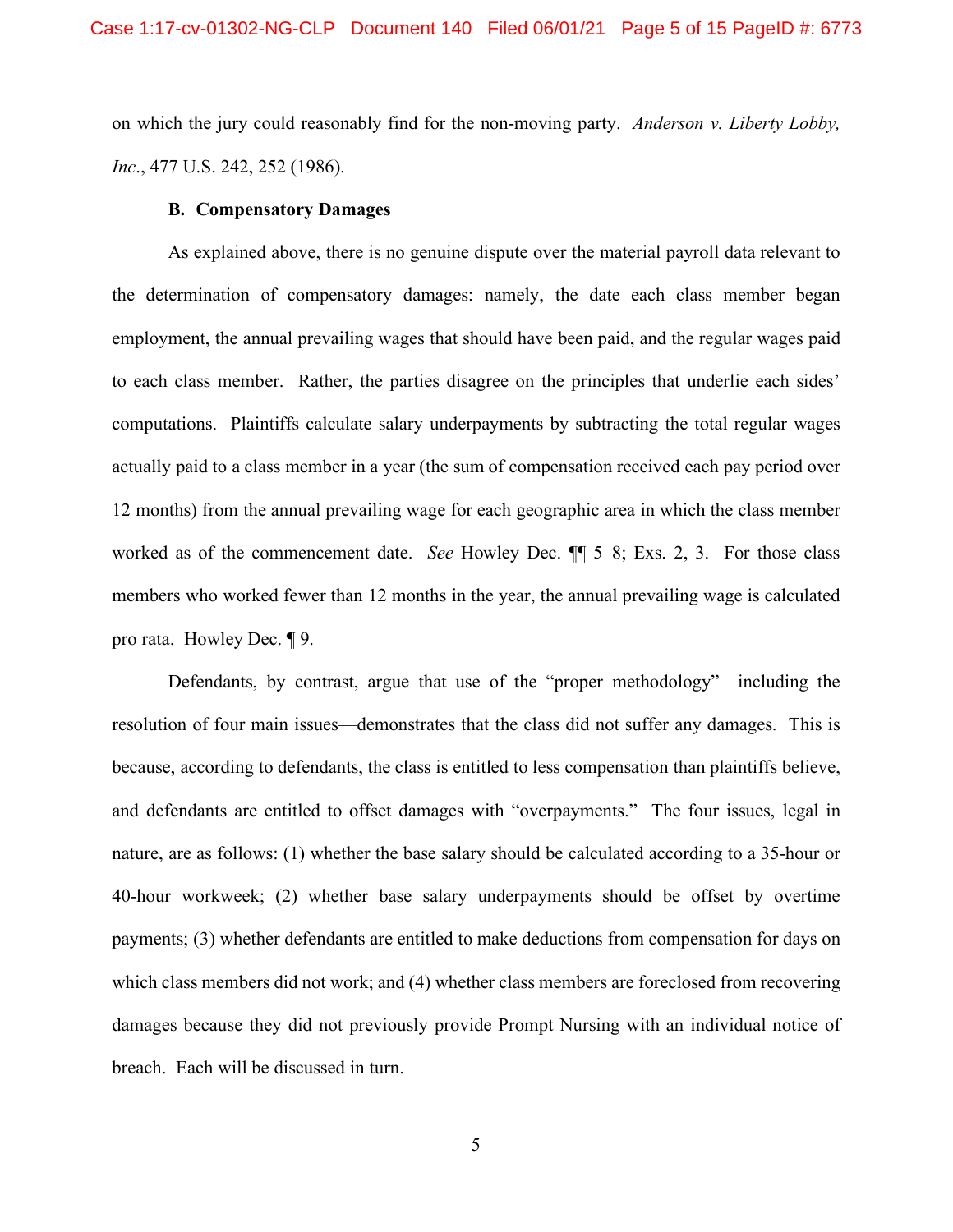on which the jury could reasonably find for the non-moving party. *Anderson v. Liberty Lobby, Inc*., 477 U.S. 242, 252 (1986).

### B. Compensatory Damages

As explained above, there is no genuine dispute over the material payroll data relevant to the determination of compensatory damages: namely, the date each class member began employment, the annual prevailing wages that should have been paid, and the regular wages paid to each class member. Rather, the parties disagree on the principles that underlie each sides' computations. Plaintiffs calculate salary underpayments by subtracting the total regular wages actually paid to a class member in a year (the sum of compensation received each pay period over 12 months) from the annual prevailing wage for each geographic area in which the class member worked as of the commencement date. *See* Howley Dec. ¶¶ 5–8; Exs. 2, 3. For those class members who worked fewer than 12 months in the year, the annual prevailing wage is calculated pro rata. Howley Dec. ¶ 9.

Defendants, by contrast, argue that use of the "proper methodology"—including the resolution of four main issues—demonstrates that the class did not suffer any damages. This is because, according to defendants, the class is entitled to less compensation than plaintiffs believe, and defendants are entitled to offset damages with "overpayments." The four issues, legal in nature, are as follows: (1) whether the base salary should be calculated according to a 35-hour or 40-hour workweek; (2) whether base salary underpayments should be offset by overtime payments; (3) whether defendants are entitled to make deductions from compensation for days on which class members did not work; and (4) whether class members are foreclosed from recovering damages because they did not previously provide Prompt Nursing with an individual notice of breach. Each will be discussed in turn.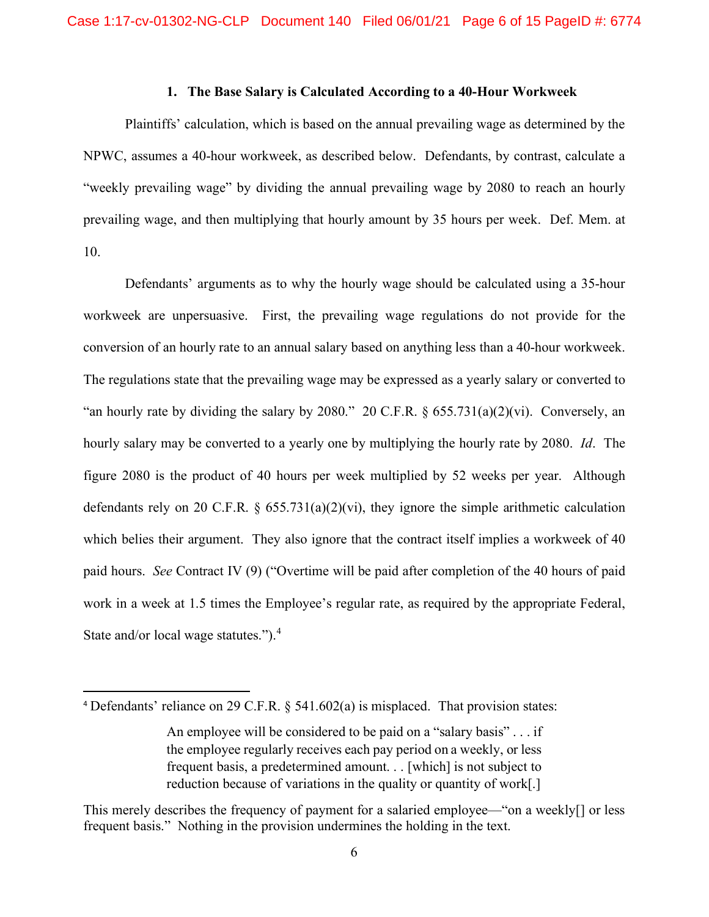### 1. The Base Salary is Calculated According to a 40-Hour Workweek

Plaintiffs' calculation, which is based on the annual prevailing wage as determined by the NPWC, assumes a 40-hour workweek, as described below. Defendants, by contrast, calculate a "weekly prevailing wage" by dividing the annual prevailing wage by 2080 to reach an hourly prevailing wage, and then multiplying that hourly amount by 35 hours per week. Def. Mem. at 10.

Defendants' arguments as to why the hourly wage should be calculated using a 35-hour workweek are unpersuasive. First, the prevailing wage regulations do not provide for the conversion of an hourly rate to an annual salary based on anything less than a 40-hour workweek. The regulations state that the prevailing wage may be expressed as a yearly salary or converted to "an hourly rate by dividing the salary by 2080." 20 C.F.R. § 655.731(a)(2)(vi). Conversely, an hourly salary may be converted to a yearly one by multiplying the hourly rate by 2080. *Id*. The figure 2080 is the product of 40 hours per week multiplied by 52 weeks per year. Although defendants rely on 20 C.F.R. § 655.731(a)(2)(vi), they ignore the simple arithmetic calculation which belies their argument. They also ignore that the contract itself implies a workweek of 40 paid hours. *See* Contract IV (9) ("Overtime will be paid after completion of the 40 hours of paid work in a week at 1.5 times the Employee's regular rate, as required by the appropriate Federal, State and/or local wage statutes.").[4]

---

[4] Defendants' reliance on 29 C.F.R. § 541.602(a) is misplaced. That provision states:

> An employee will be considered to be paid on a "salary basis" . . . if the employee regularly receives each pay period on a weekly, or less frequent basis, a predetermined amount. . . [which] is not subject to reduction because of variations in the quality or quantity of work[.]

This merely describes the frequency of payment for a salaried employee—"on a weekly[] or less frequent basis." Nothing in the provision undermines the holding in the text.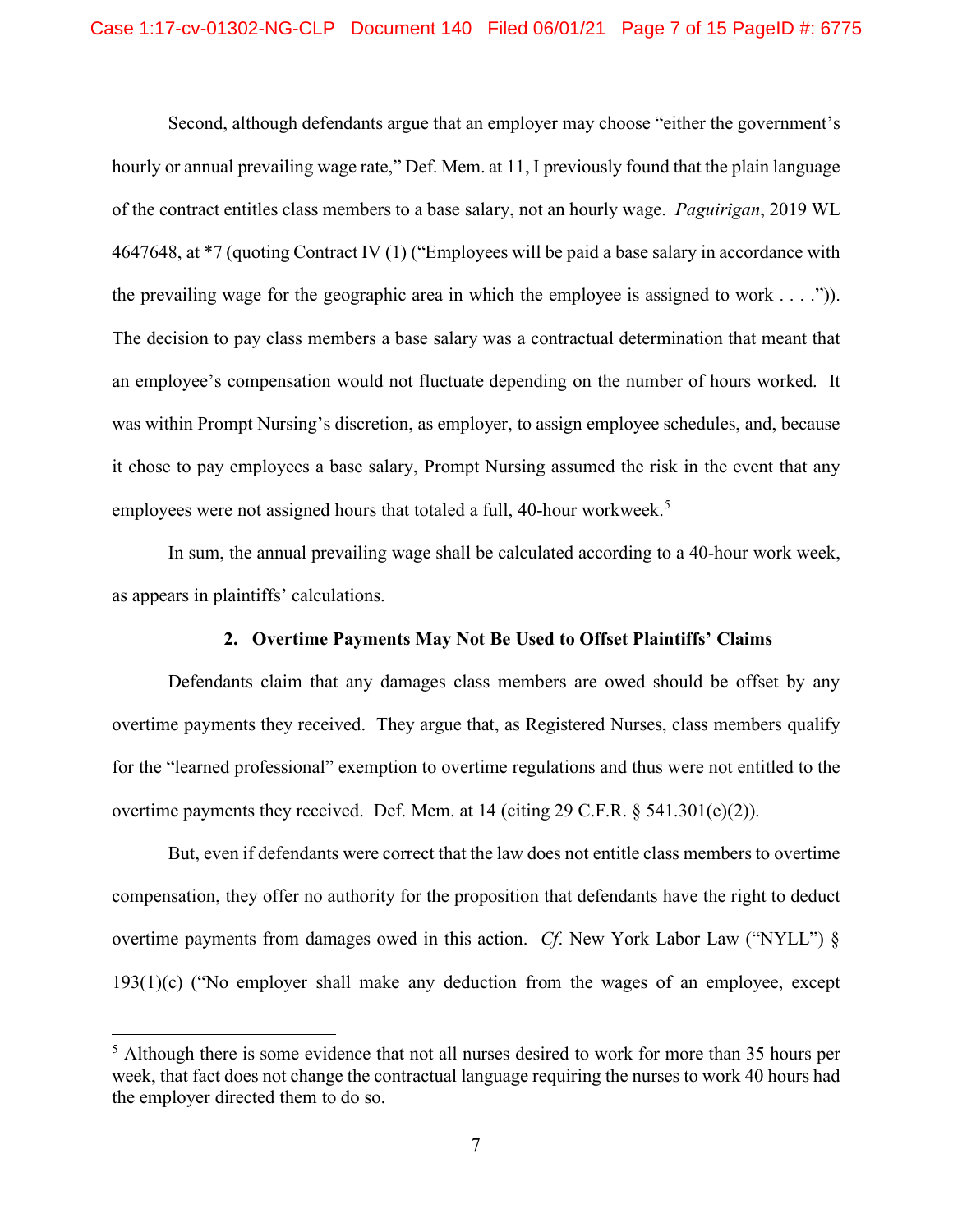Second, although defendants argue that an employer may choose "either the government's hourly or annual prevailing wage rate," Def. Mem. at 11, I previously found that the plain language of the contract entitles class members to a base salary, not an hourly wage. *Paguirigan*, 2019 WL 4647648, at *7 (quoting Contract IV (1) ("Employees will be paid a base salary in accordance with the prevailing wage for the geographic area in which the employee is assigned to work . . . .")). The decision to pay class members a base salary was a contractual determination that meant that an employee's compensation would not fluctuate depending on the number of hours worked. It was within Prompt Nursing's discretion, as employer, to assign employee schedules, and, because it chose to pay employees a base salary, Prompt Nursing assumed the risk in the event that any employees were not assigned hours that totaled a full, 40-hour workweek.[5]

In sum, the annual prevailing wage shall be calculated according to a 40-hour work week, as appears in plaintiffs' calculations.

### 2. Overtime Payments May Not Be Used to Offset Plaintiffs' Claims

Defendants claim that any damages class members are owed should be offset by any overtime payments they received. They argue that, as Registered Nurses, class members qualify for the "learned professional" exemption to overtime regulations and thus were not entitled to the overtime payments they received. Def. Mem. at 14 (citing 29 C.F.R. § 541.301(e)(2)).

But, even if defendants were correct that the law does not entitle class members to overtime compensation, they offer no authority for the proposition that defendants have the right to deduct overtime payments from damages owed in this action. *Cf*. New York Labor Law ("NYLL") § 193(1)(c) ("No employer shall make any deduction from the wages of an employee, except

---

[5] Although there is some evidence that not all nurses desired to work for more than 35 hours per week, that fact does not change the contractual language requiring the nurses to work 40 hours had the employer directed them to do so.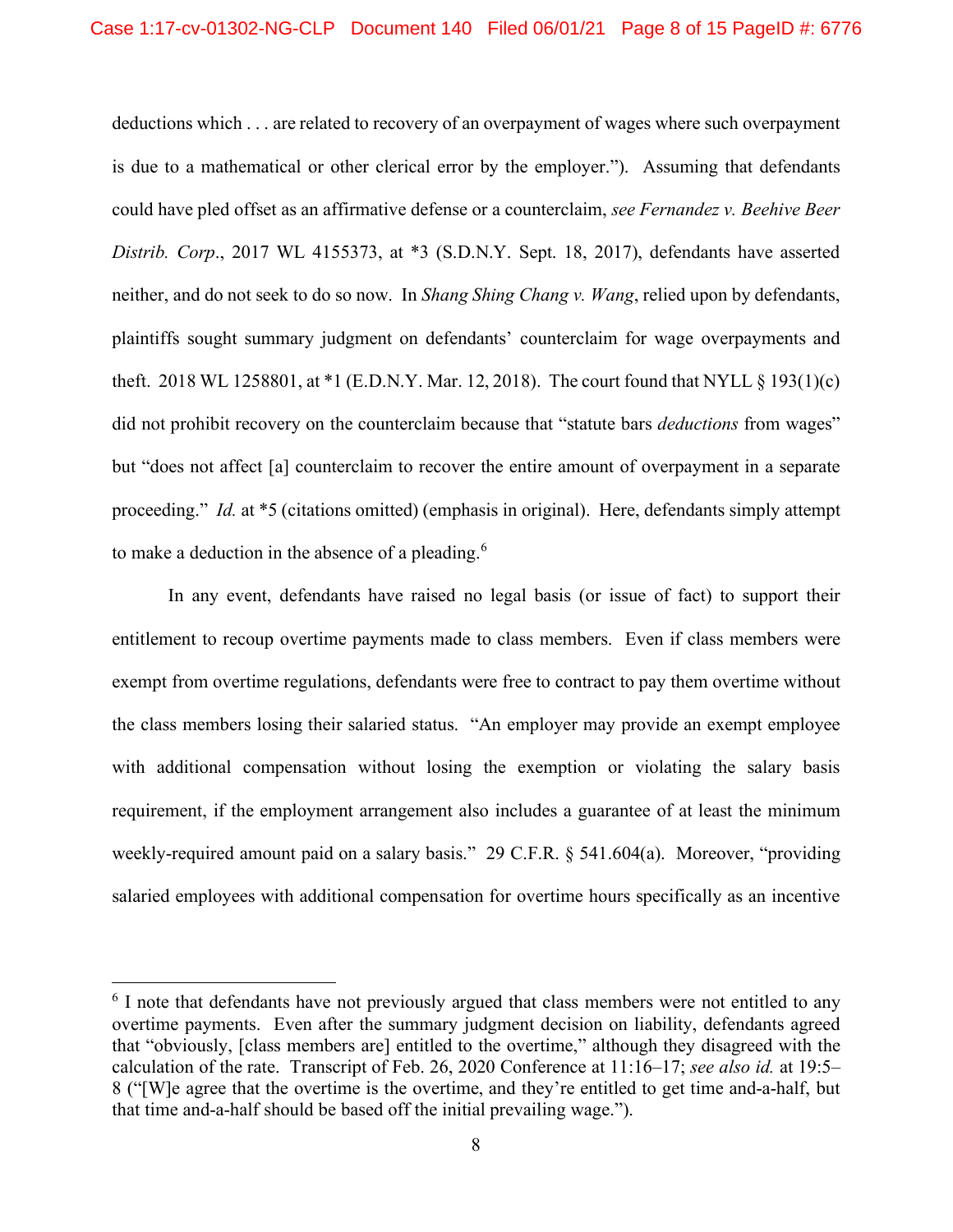deductions which . . . are related to recovery of an overpayment of wages where such overpayment is due to a mathematical or other clerical error by the employer."). Assuming that defendants could have pled offset as an affirmative defense or a counterclaim, *see Fernandez v. Beehive Beer Distrib. Corp*., 2017 WL 4155373, at *3 (S.D.N.Y. Sept. 18, 2017), defendants have asserted neither, and do not seek to do so now. In *Shang Shing Chang v. Wang*, relied upon by defendants, plaintiffs sought summary judgment on defendants' counterclaim for wage overpayments and theft. 2018 WL 1258801, at *1 (E.D.N.Y. Mar. 12, 2018). The court found that NYLL § 193(1)(c) did not prohibit recovery on the counterclaim because that "statute bars *deductions* from wages" but "does not affect [a] counterclaim to recover the entire amount of overpayment in a separate proceeding." *Id.* at *5 (citations omitted) (emphasis in original). Here, defendants simply attempt to make a deduction in the absence of a pleading.[6]

In any event, defendants have raised no legal basis (or issue of fact) to support their entitlement to recoup overtime payments made to class members. Even if class members were exempt from overtime regulations, defendants were free to contract to pay them overtime without the class members losing their salaried status. "An employer may provide an exempt employee with additional compensation without losing the exemption or violating the salary basis requirement, if the employment arrangement also includes a guarantee of at least the minimum weekly-required amount paid on a salary basis." 29 C.F.R. § 541.604(a). Moreover, "providing salaried employees with additional compensation for overtime hours specifically as an incentive

---

[6] I note that defendants have not previously argued that class members were not entitled to any overtime payments. Even after the summary judgment decision on liability, defendants agreed that "obviously, [class members are] entitled to the overtime," although they disagreed with the calculation of the rate. Transcript of Feb. 26, 2020 Conference at 11:16–17; *see also id.* at 19:5–8 ("[W]e agree that the overtime is the overtime, and they're entitled to get time and-a-half, but that time and-a-half should be based off the initial prevailing wage.").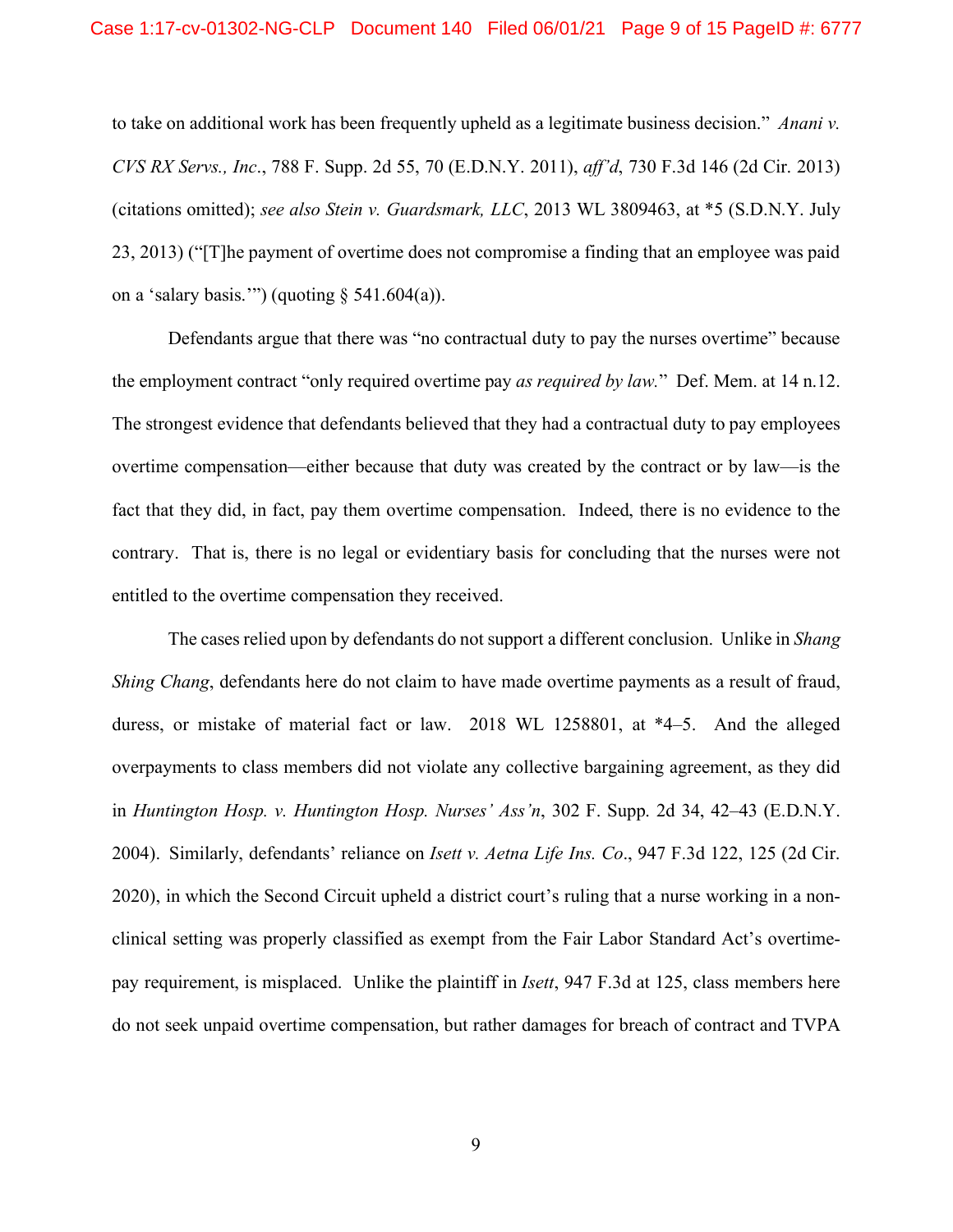to take on additional work has been frequently upheld as a legitimate business decision." *Anani v. CVS RX Servs., Inc.*, 788 F. Supp. 2d 55, 70 (E.D.N.Y. 2011), *aff'd*, 730 F.3d 146 (2d Cir. 2013) (citations omitted); *see also Stein v. Guardsmark, LLC*, 2013 WL 3809463, at *5 (S.D.N.Y. July 23, 2013) ("[T]he payment of overtime does not compromise a finding that an employee was paid on a 'salary basis.'") (quoting § 541.604(a)).

Defendants argue that there was "no contractual duty to pay the nurses overtime" because the employment contract "only required overtime pay *as required by law.*" Def. Mem. at 14 n.12. The strongest evidence that defendants believed that they had a contractual duty to pay employees overtime compensation—either because that duty was created by the contract or by law—is the fact that they did, in fact, pay them overtime compensation. Indeed, there is no evidence to the contrary. That is, there is no legal or evidentiary basis for concluding that the nurses were not entitled to the overtime compensation they received.

The cases relied upon by defendants do not support a different conclusion. Unlike in *Shang Shing Chang*, defendants here do not claim to have made overtime payments as a result of fraud, duress, or mistake of material fact or law. 2018 WL 1258801, at *4–5. And the alleged overpayments to class members did not violate any collective bargaining agreement, as they did in *Huntington Hosp. v. Huntington Hosp. Nurses' Ass'n*, 302 F. Supp. 2d 34, 42–43 (E.D.N.Y. 2004). Similarly, defendants' reliance on *Isett v. Aetna Life Ins. Co*., 947 F.3d 122, 125 (2d Cir. 2020), in which the Second Circuit upheld a district court's ruling that a nurse working in a non-clinical setting was properly classified as exempt from the Fair Labor Standard Act's overtime-pay requirement, is misplaced. Unlike the plaintiff in *Isett*, 947 F.3d at 125, class members here do not seek unpaid overtime compensation, but rather damages for breach of contract and TVPA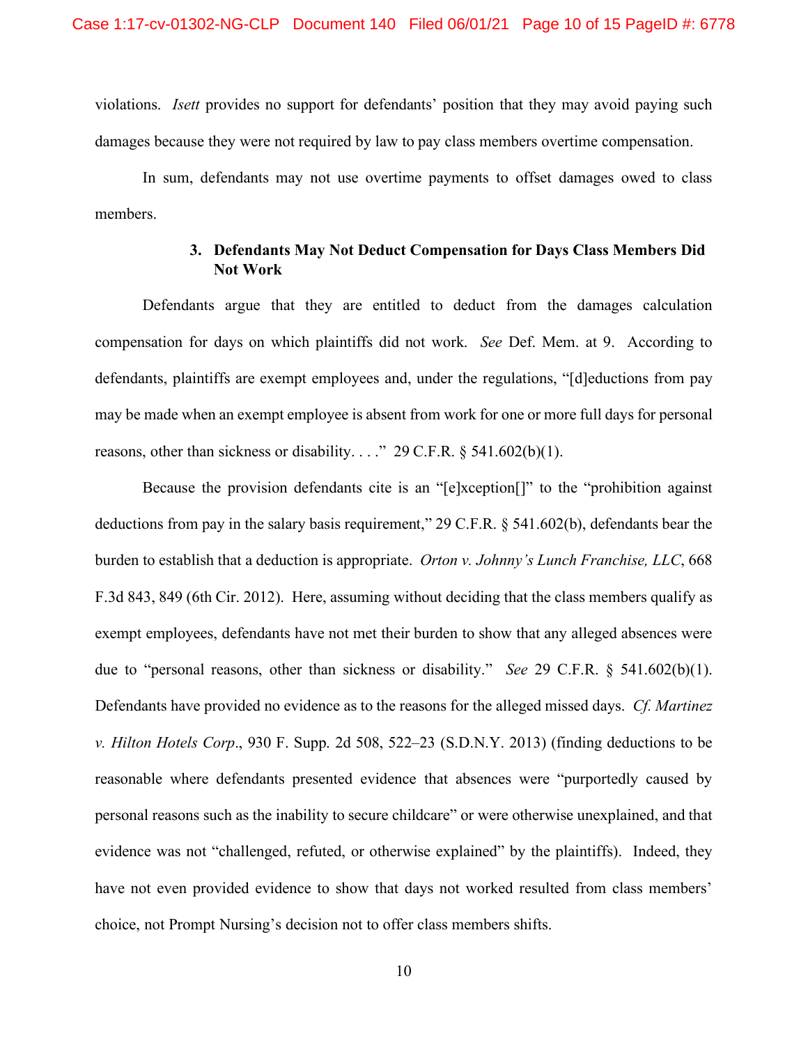violations. *Isett* provides no support for defendants' position that they may avoid paying such damages because they were not required by law to pay class members overtime compensation.

In sum, defendants may not use overtime payments to offset damages owed to class members.

### 3. Defendants May Not Deduct Compensation for Days Class Members Did Not Work

Defendants argue that they are entitled to deduct from the damages calculation compensation for days on which plaintiffs did not work. *See* Def. Mem. at 9. According to defendants, plaintiffs are exempt employees and, under the regulations, "[d]eductions from pay may be made when an exempt employee is absent from work for one or more full days for personal reasons, other than sickness or disability. . . ." 29 C.F.R. § 541.602(b)(1).

Because the provision defendants cite is an "[e]xception[]" to the "prohibition against deductions from pay in the salary basis requirement," 29 C.F.R. § 541.602(b), defendants bear the burden to establish that a deduction is appropriate. *Orton v. Johnny's Lunch Franchise, LLC*, 668 F.3d 843, 849 (6th Cir. 2012). Here, assuming without deciding that the class members qualify as exempt employees, defendants have not met their burden to show that any alleged absences were due to "personal reasons, other than sickness or disability." *See* 29 C.F.R. § 541.602(b)(1). Defendants have provided no evidence as to the reasons for the alleged missed days. *Cf. Martinez v. Hilton Hotels Corp*., 930 F. Supp. 2d 508, 522–23 (S.D.N.Y. 2013) (finding deductions to be reasonable where defendants presented evidence that absences were "purportedly caused by personal reasons such as the inability to secure childcare" or were otherwise unexplained, and that evidence was not "challenged, refuted, or otherwise explained" by the plaintiffs). Indeed, they have not even provided evidence to show that days not worked resulted from class members' choice, not Prompt Nursing's decision not to offer class members shifts.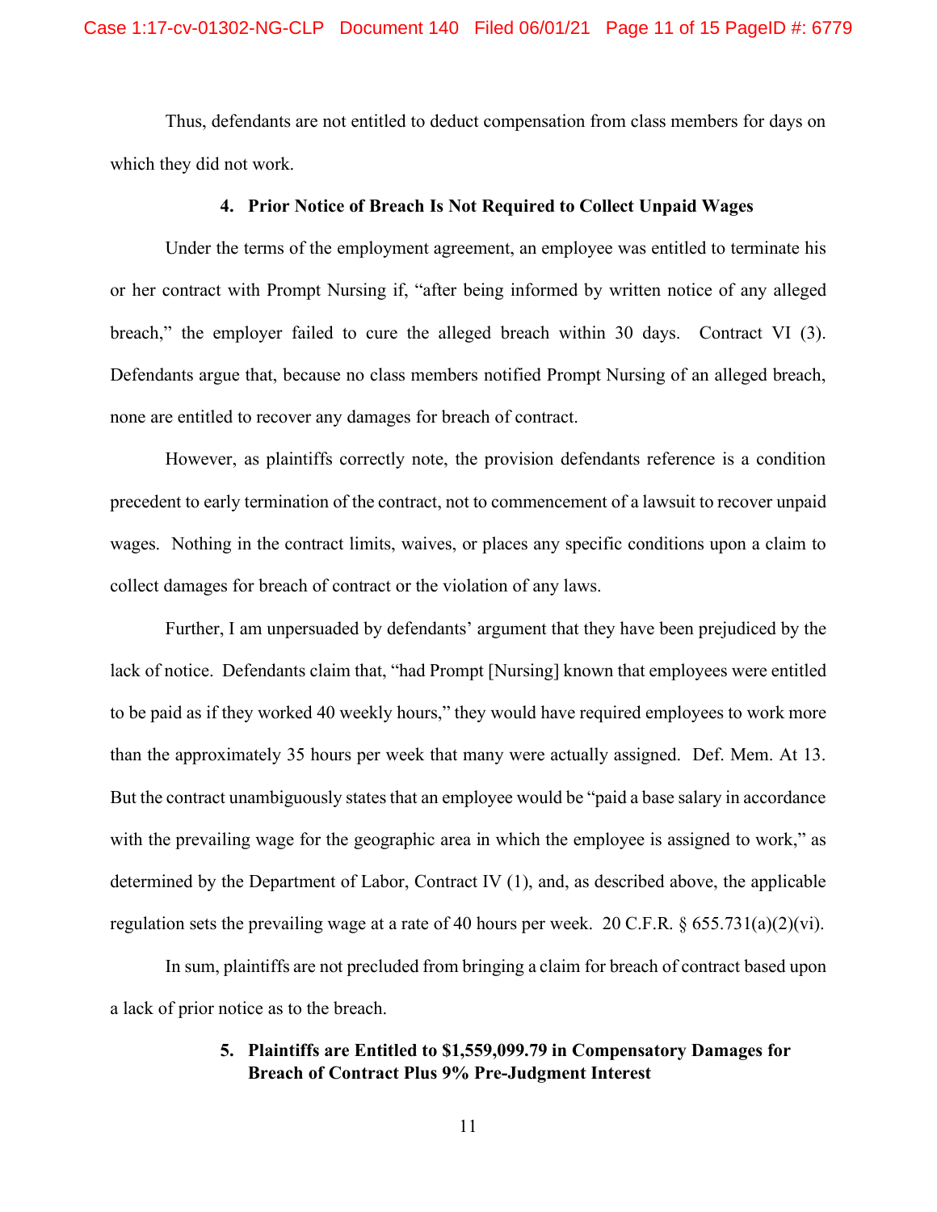Thus, defendants are not entitled to deduct compensation from class members for days on which they did not work.

### 4. Prior Notice of Breach Is Not Required to Collect Unpaid Wages

Under the terms of the employment agreement, an employee was entitled to terminate his or her contract with Prompt Nursing if, "after being informed by written notice of any alleged breach," the employer failed to cure the alleged breach within 30 days. Contract VI (3). Defendants argue that, because no class members notified Prompt Nursing of an alleged breach, none are entitled to recover any damages for breach of contract.

However, as plaintiffs correctly note, the provision defendants reference is a condition precedent to early termination of the contract, not to commencement of a lawsuit to recover unpaid wages. Nothing in the contract limits, waives, or places any specific conditions upon a claim to collect damages for breach of contract or the violation of any laws.

Further, I am unpersuaded by defendants' argument that they have been prejudiced by the lack of notice. Defendants claim that, "had Prompt [Nursing] known that employees were entitled to be paid as if they worked 40 weekly hours," they would have required employees to work more than the approximately 35 hours per week that many were actually assigned. Def. Mem. At 13. But the contract unambiguously states that an employee would be "paid a base salary in accordance with the prevailing wage for the geographic area in which the employee is assigned to work," as determined by the Department of Labor, Contract IV (1), and, as described above, the applicable regulation sets the prevailing wage at a rate of 40 hours per week. 20 C.F.R. § 655.731(a)(2)(vi).

In sum, plaintiffs are not precluded from bringing a claim for breach of contract based upon a lack of prior notice as to the breach.

### 5. Plaintiffs are Entitled to $1,559,099.79 in Compensatory Damages for Breach of Contract Plus 9% Pre-Judgment Interest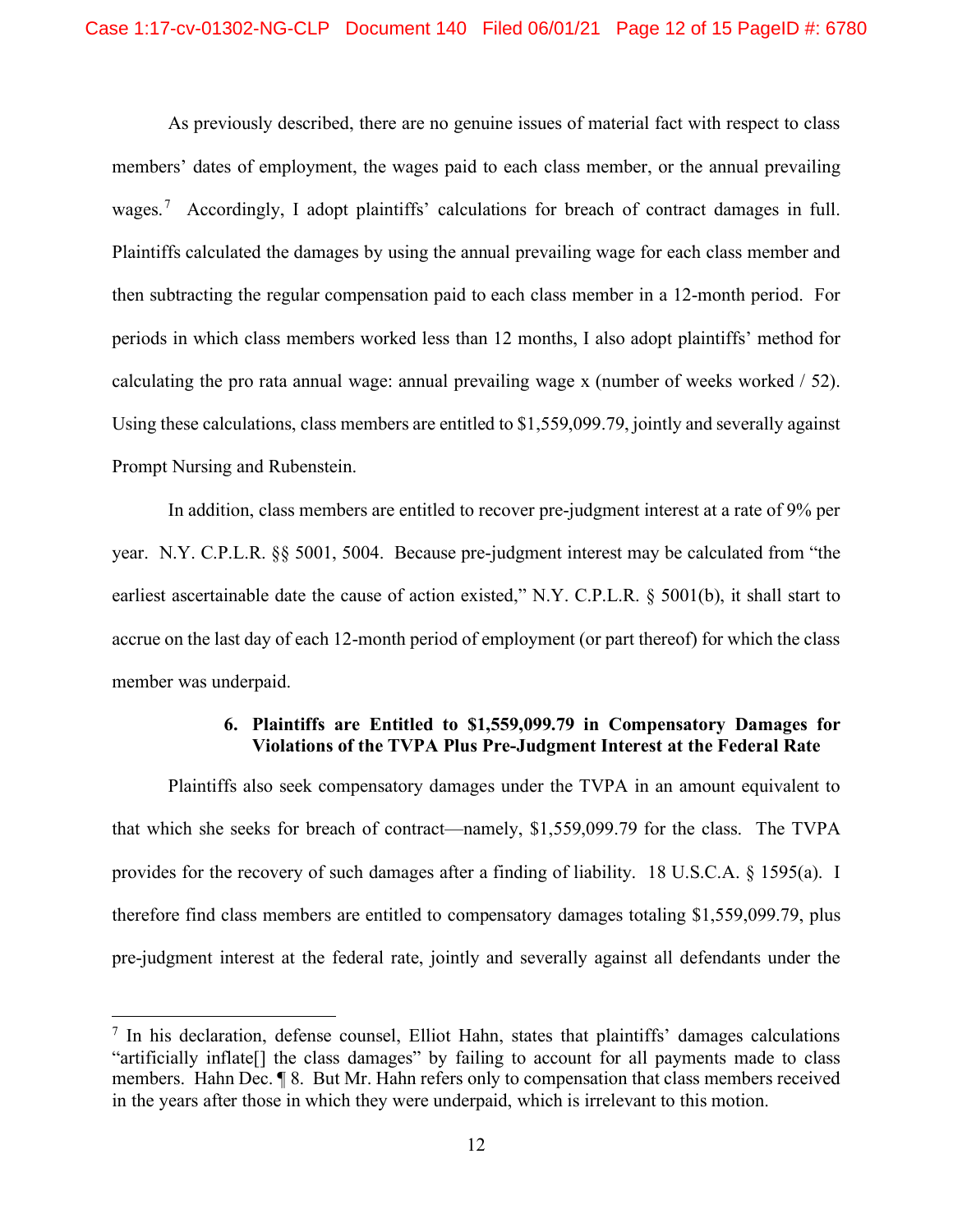As previously described, there are no genuine issues of material fact with respect to class members' dates of employment, the wages paid to each class member, or the annual prevailing wages.[7] Accordingly, I adopt plaintiffs' calculations for breach of contract damages in full. Plaintiffs calculated the damages by using the annual prevailing wage for each class member and then subtracting the regular compensation paid to each class member in a 12-month period. For periods in which class members worked less than 12 months, I also adopt plaintiffs' method for calculating the pro rata annual wage: annual prevailing wage x (number of weeks worked / 52). Using these calculations, class members are entitled to $1,559,099.79, jointly and severally against Prompt Nursing and Rubenstein.

In addition, class members are entitled to recover pre-judgment interest at a rate of 9% per year. N.Y. C.P.L.R. §§ 5001, 5004. Because pre-judgment interest may be calculated from "the earliest ascertainable date the cause of action existed," N.Y. C.P.L.R. § 5001(b), it shall start to accrue on the last day of each 12-month period of employment (or part thereof) for which the class member was underpaid.

#### 6. Plaintiffs are Entitled to $1,559,099.79 in Compensatory Damages for Violations of the TVPA Plus Pre-Judgment Interest at the Federal Rate

Plaintiffs also seek compensatory damages under the TVPA in an amount equivalent to that which she seeks for breach of contract—namely, $1,559,099.79 for the class. The TVPA provides for the recovery of such damages after a finding of liability. 18 U.S.C.A. § 1595(a). I therefore find class members are entitled to compensatory damages totaling $1,559,099.79, plus pre-judgment interest at the federal rate, jointly and severally against all defendants under the

---

[7] In his declaration, defense counsel, Elliot Hahn, states that plaintiffs' damages calculations "artificially inflate[] the class damages" by failing to account for all payments made to class members. Hahn Dec. ¶ 8. But Mr. Hahn refers only to compensation that class members received in the years after those in which they were underpaid, which is irrelevant to this motion.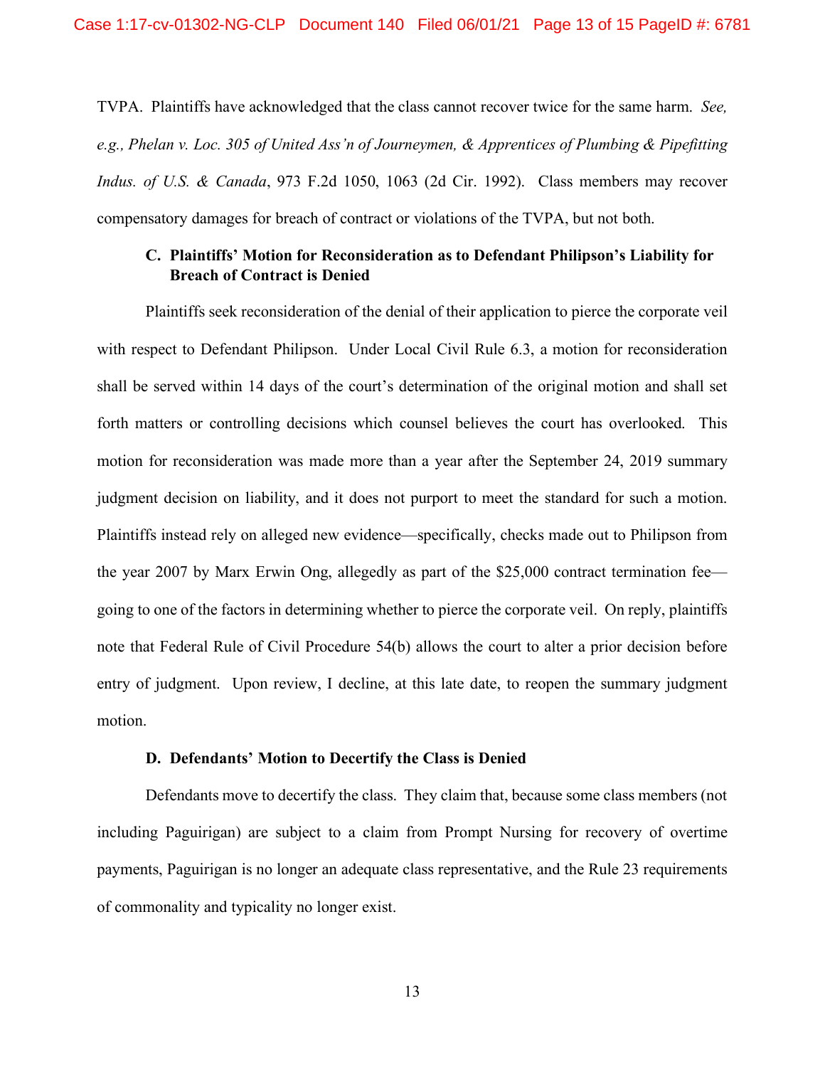TVPA. Plaintiffs have acknowledged that the class cannot recover twice for the same harm. *See, e.g., Phelan v. Loc. 305 of United Ass'n of Journeymen, & Apprentices of Plumbing & Pipefitting Indus. of U.S. & Canada*, 973 F.2d 1050, 1063 (2d Cir. 1992). Class members may recover compensatory damages for breach of contract or violations of the TVPA, but not both.

### C. Plaintiffs' Motion for Reconsideration as to Defendant Philipson's Liability for Breach of Contract is Denied

Plaintiffs seek reconsideration of the denial of their application to pierce the corporate veil with respect to Defendant Philipson. Under Local Civil Rule 6.3, a motion for reconsideration shall be served within 14 days of the court's determination of the original motion and shall set forth matters or controlling decisions which counsel believes the court has overlooked. This motion for reconsideration was made more than a year after the September 24, 2019 summary judgment decision on liability, and it does not purport to meet the standard for such a motion. Plaintiffs instead rely on alleged new evidence—specifically, checks made out to Philipson from the year 2007 by Marx Erwin Ong, allegedly as part of the $25,000 contract termination fee—going to one of the factors in determining whether to pierce the corporate veil. On reply, plaintiffs note that Federal Rule of Civil Procedure 54(b) allows the court to alter a prior decision before entry of judgment. Upon review, I decline, at this late date, to reopen the summary judgment motion.

### D. Defendants' Motion to Decertify the Class is Denied

Defendants move to decertify the class. They claim that, because some class members (not including Paguirigan) are subject to a claim from Prompt Nursing for recovery of overtime payments, Paguirigan is no longer an adequate class representative, and the Rule 23 requirements of commonality and typicality no longer exist.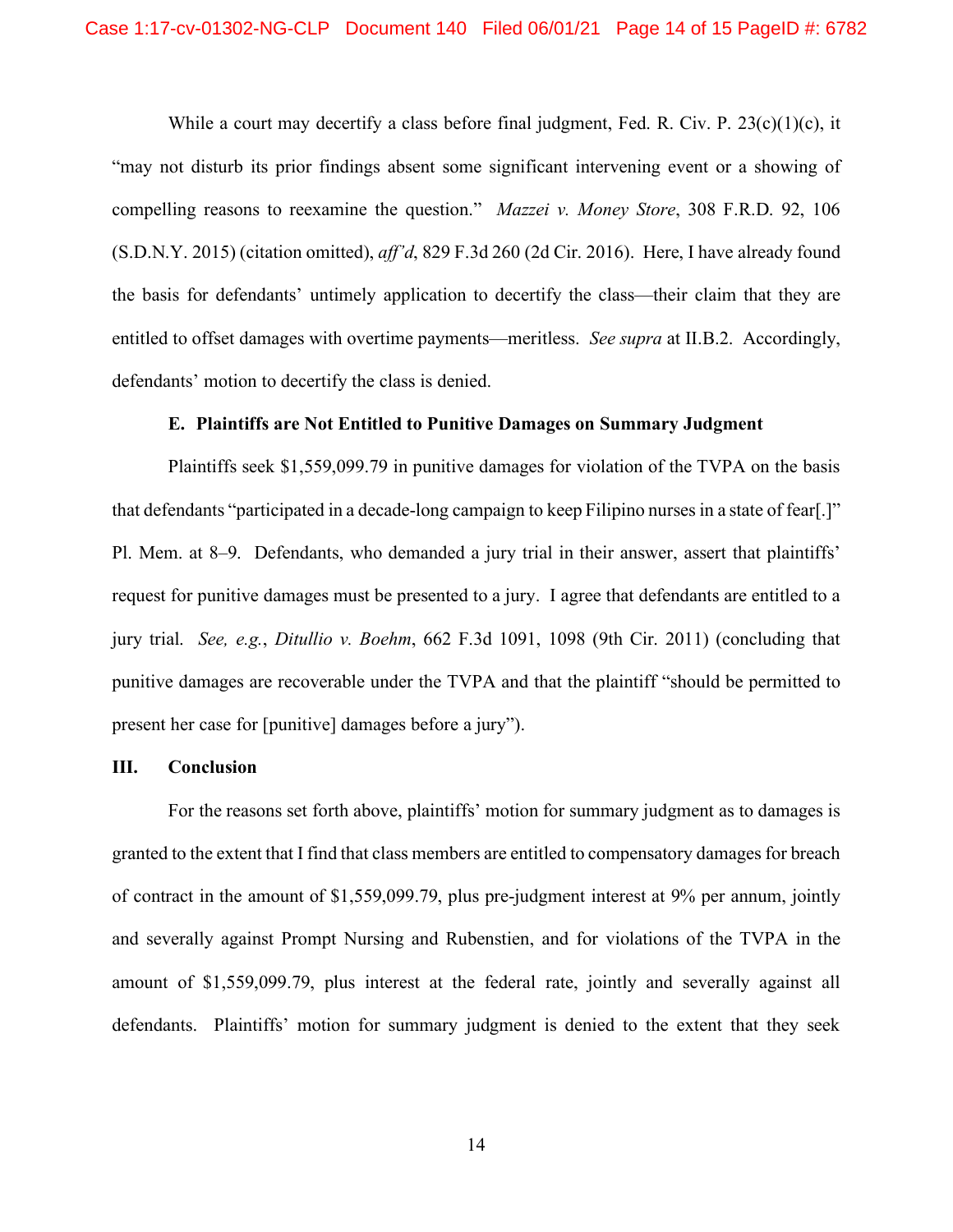While a court may decertify a class before final judgment, Fed. R. Civ. P. 23(c)(1)(c), it "may not disturb its prior findings absent some significant intervening event or a showing of compelling reasons to reexamine the question." *Mazzei v. Money Store*, 308 F.R.D. 92, 106 (S.D.N.Y. 2015) (citation omitted), *aff'd*, 829 F.3d 260 (2d Cir. 2016). Here, I have already found the basis for defendants' untimely application to decertify the class—their claim that they are entitled to offset damages with overtime payments—meritless. *See supra* at II.B.2. Accordingly, defendants' motion to decertify the class is denied.

### E. Plaintiffs are Not Entitled to Punitive Damages on Summary Judgment

Plaintiffs seek $1,559,099.79 in punitive damages for violation of the TVPA on the basis that defendants "participated in a decade-long campaign to keep Filipino nurses in a state of fear[.]" Pl. Mem. at 8–9. Defendants, who demanded a jury trial in their answer, assert that plaintiffs' request for punitive damages must be presented to a jury. I agree that defendants are entitled to a jury trial. *See, e.g.*, *Ditullio v. Boehm*, 662 F.3d 1091, 1098 (9th Cir. 2011) (concluding that punitive damages are recoverable under the TVPA and that the plaintiff "should be permitted to present her case for [punitive] damages before a jury").

## III. Conclusion

For the reasons set forth above, plaintiffs' motion for summary judgment as to damages is granted to the extent that I find that class members are entitled to compensatory damages for breach of contract in the amount of $1,559,099.79, plus pre-judgment interest at 9% per annum, jointly and severally against Prompt Nursing and Rubenstien, and for violations of the TVPA in the amount of $1,559,099.79, plus interest at the federal rate, jointly and severally against all defendants. Plaintiffs' motion for summary judgment is denied to the extent that they seek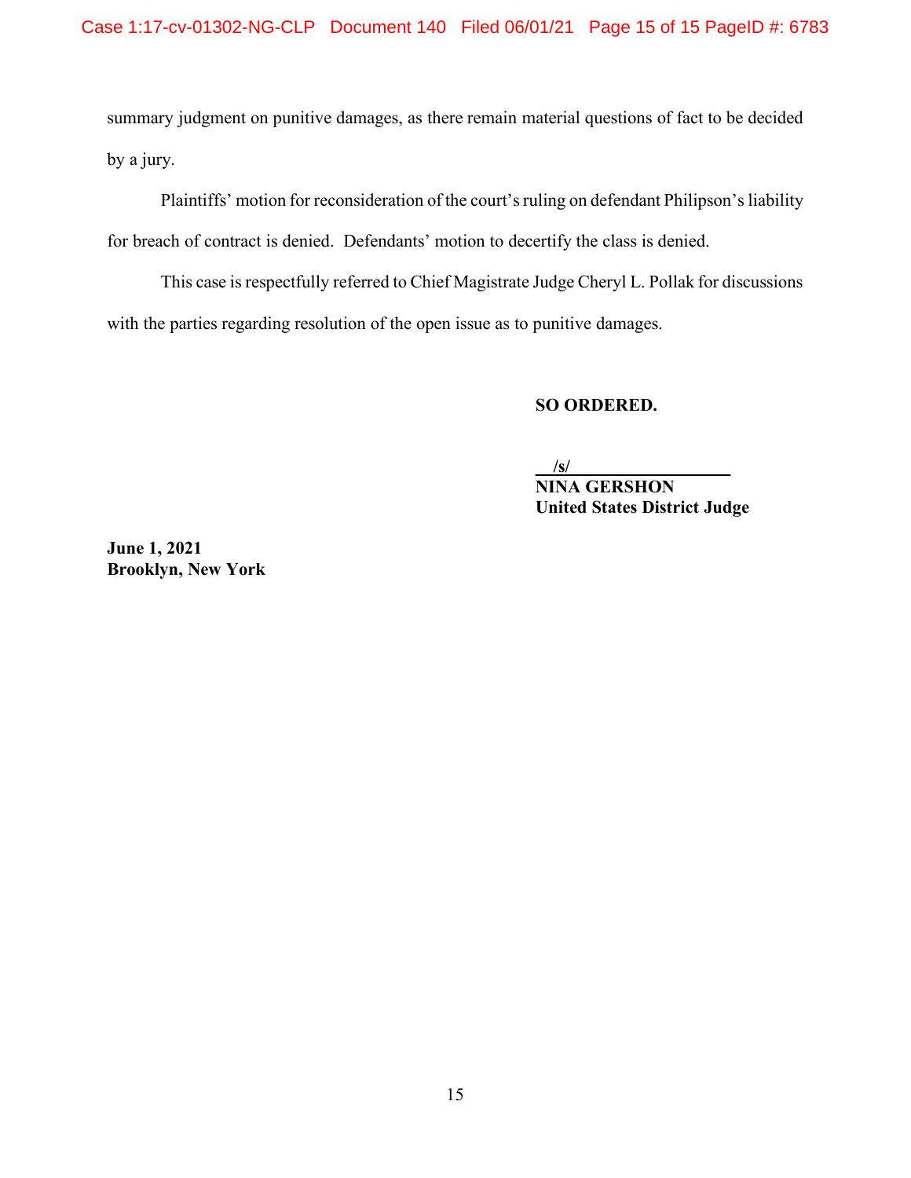summary judgment on punitive damages, as there remain material questions of fact to be decided by a jury.

Plaintiffs' motion for reconsideration of the court's ruling on defendant Philipson's liability for breach of contract is denied. Defendants' motion to decertify the class is denied.

This case is respectfully referred to Chief Magistrate Judge Cheryl L. Pollak for discussions with the parties regarding resolution of the open issue as to punitive damages.

**SO ORDERED.**

**/s/**
**NINA GERSHON**
**United States District Judge**

**June 1, 2021**
**Brooklyn, New York**